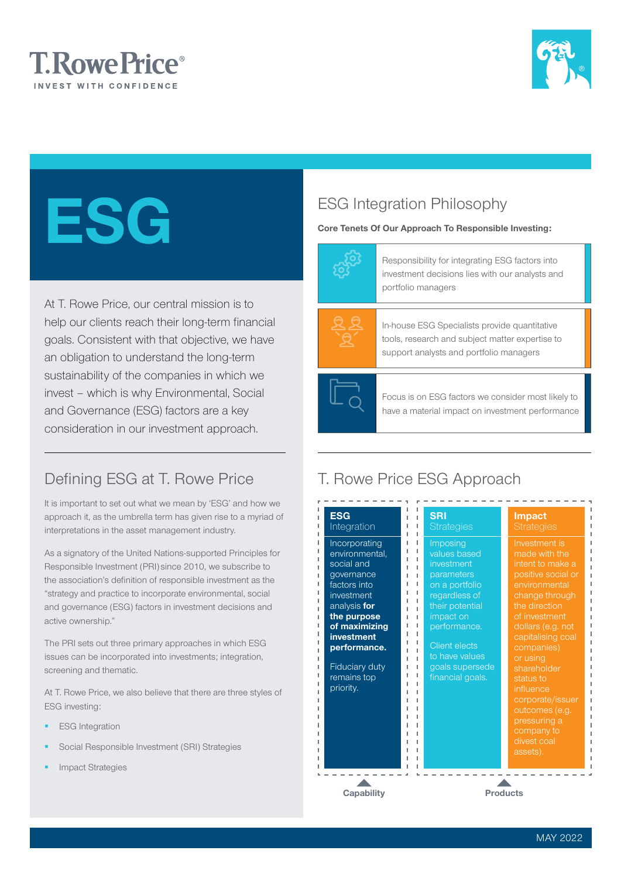T. Rowe Price®

INVEST WITH CONFIDENCE

# ESG

At T. Rowe Price, our central mission is to help our clients reach their long-term financial goals. Consistent with that objective, we have an obligation to understand the long-term sustainability of the companies in which we invest – which is why Environmental, Social and Governance (ESG) factors are a key consideration in our investment approach.

## Defining ESG at T. Rowe Price

It is important to set out what we mean by 'ESG' and how we approach it, as the umbrella term has given rise to a myriad of interpretations in the asset management industry.

As a signatory of the United Nations-supported Principles for Responsible Investment (PRI) since 2010, we subscribe to the association's definition of responsible investment as the "strategy and practice to incorporate environmental, social and governance (ESG) factors in investment decisions and active ownership."

The PRI sets out three primary approaches in which ESG issues can be incorporated into investments; integration, screening and thematic.

At T. Rowe Price, we also believe that there are three styles of ESG investing:

- ESG Integration
- Social Responsible Investment (SRI) Strategies
- Impact Strategies

## ESG Integration Philosophy

**Core Tenets Of Our Approach To Responsible Investing:**

- Responsibility for integrating ESG factors into investment decisions lies with our analysts and portfolio managers
- In-house ESG Specialists provide quantitative tools, research and subject matter expertise to support analysts and portfolio managers
- Focus is on ESG factors we consider most likely to have a material impact on investment performance

## T. Rowe Price ESG Approach

| **ESG** Integration | **SRI** Strategies | **Impact** Strategies |
|---|---|---|
| Incorporating environmental, social and governance factors into investment analysis **for the purpose of maximizing investment performance.** <br><br> Fiduciary duty remains top priority. | Imposing values based investment parameters on a portfolio regardless of their potential impact on performance. <br><br> Client elects to have values goals supersede financial goals. | Investment is made with the intent to make a positive social or environmental change through the direction of investment dollars (e.g. not capitalising coal companies) or using shareholder status to influence corporate/issuer outcomes (e.g. pressuring a company to divest coal assets). |
| Capability | Products | |

MAY 2022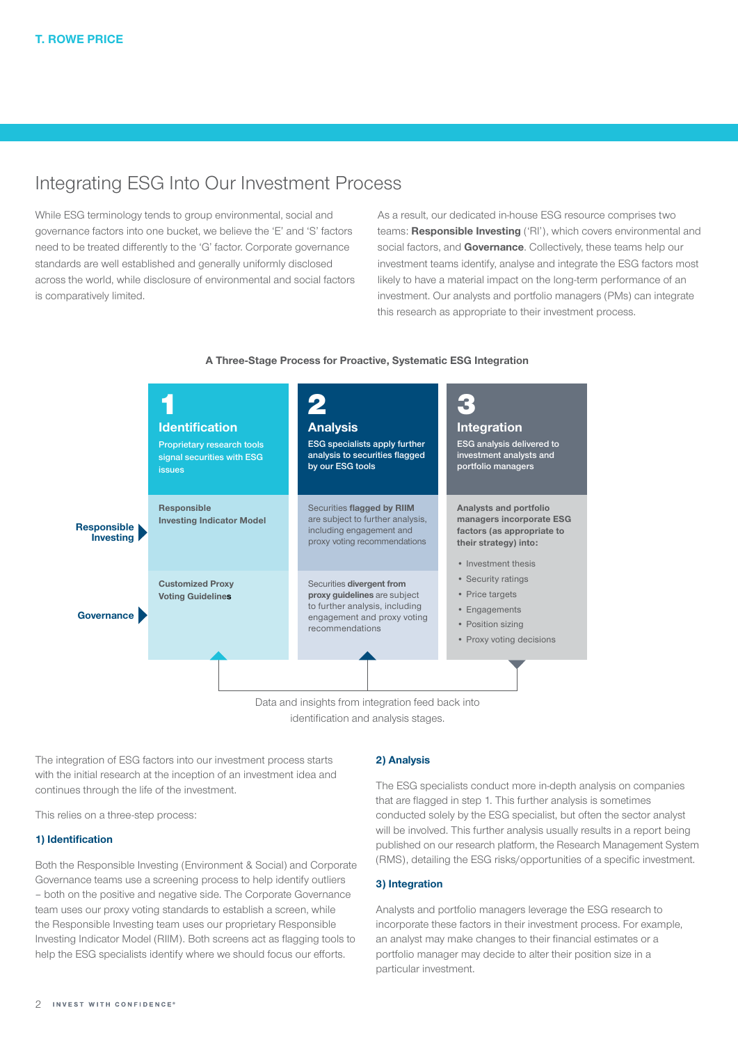# Integrating ESG Into Our Investment Process

While ESG terminology tends to group environmental, social and governance factors into one bucket, we believe the 'E' and 'S' factors need to be treated differently to the 'G' factor. Corporate governance standards are well established and generally uniformly disclosed across the world, while disclosure of environmental and social factors is comparatively limited.

As a result, our dedicated in-house ESG resource comprises two teams: **Responsible Investing** ('RI'), which covers environmental and social factors, and **Governance**. Collectively, these teams help our investment teams identify, analyse and integrate the ESG factors most likely to have a material impact on the long-term performance of an investment. Our analysts and portfolio managers (PMs) can integrate this research as appropriate to their investment process.

**A Three-Stage Process for Proactive, Systematic ESG Integration**

| | **1 Identification** Proprietary research tools signal securities with ESG issues | **2 Analysis** ESG specialists apply further analysis to securities flagged by our ESG tools | **3 Integration** ESG analysis delivered to investment analysts and portfolio managers |
|---|---|---|---|
| **Responsible Investing** | Responsible Investing Indicator Model | Securities **flagged by RIIM** are subject to further analysis, including engagement and proxy voting recommendations | **Analysts and portfolio managers incorporate ESG factors (as appropriate to their strategy) into:** • Investment thesis • Security ratings • Price targets • Engagements • Position sizing • Proxy voting decisions |
| **Governance** | Customized Proxy Voting Guidelines | Securities **divergent from proxy guidelines** are subject to further analysis, including engagement and proxy voting recommendations | |

Data and insights from integration feed back into identification and analysis stages.

The integration of ESG factors into our investment process starts with the initial research at the inception of an investment idea and continues through the life of the investment.

This relies on a three-step process:

### 1) Identification

Both the Responsible Investing (Environment & Social) and Corporate Governance teams use a screening process to help identify outliers – both on the positive and negative side. The Corporate Governance team uses our proxy voting standards to establish a screen, while the Responsible Investing team uses our proprietary Responsible Investing Indicator Model (RIIM). Both screens act as flagging tools to help the ESG specialists identify where we should focus our efforts.

### 2) Analysis

The ESG specialists conduct more in-depth analysis on companies that are flagged in step 1. This further analysis is sometimes conducted solely by the ESG specialist, but often the sector analyst will be involved. This further analysis usually results in a report being published on our research platform, the Research Management System (RMS), detailing the ESG risks/opportunities of a specific investment.

### 3) Integration

Analysts and portfolio managers leverage the ESG research to incorporate these factors in their investment process. For example, an analyst may make changes to their financial estimates or a portfolio manager may decide to alter their position size in a particular investment.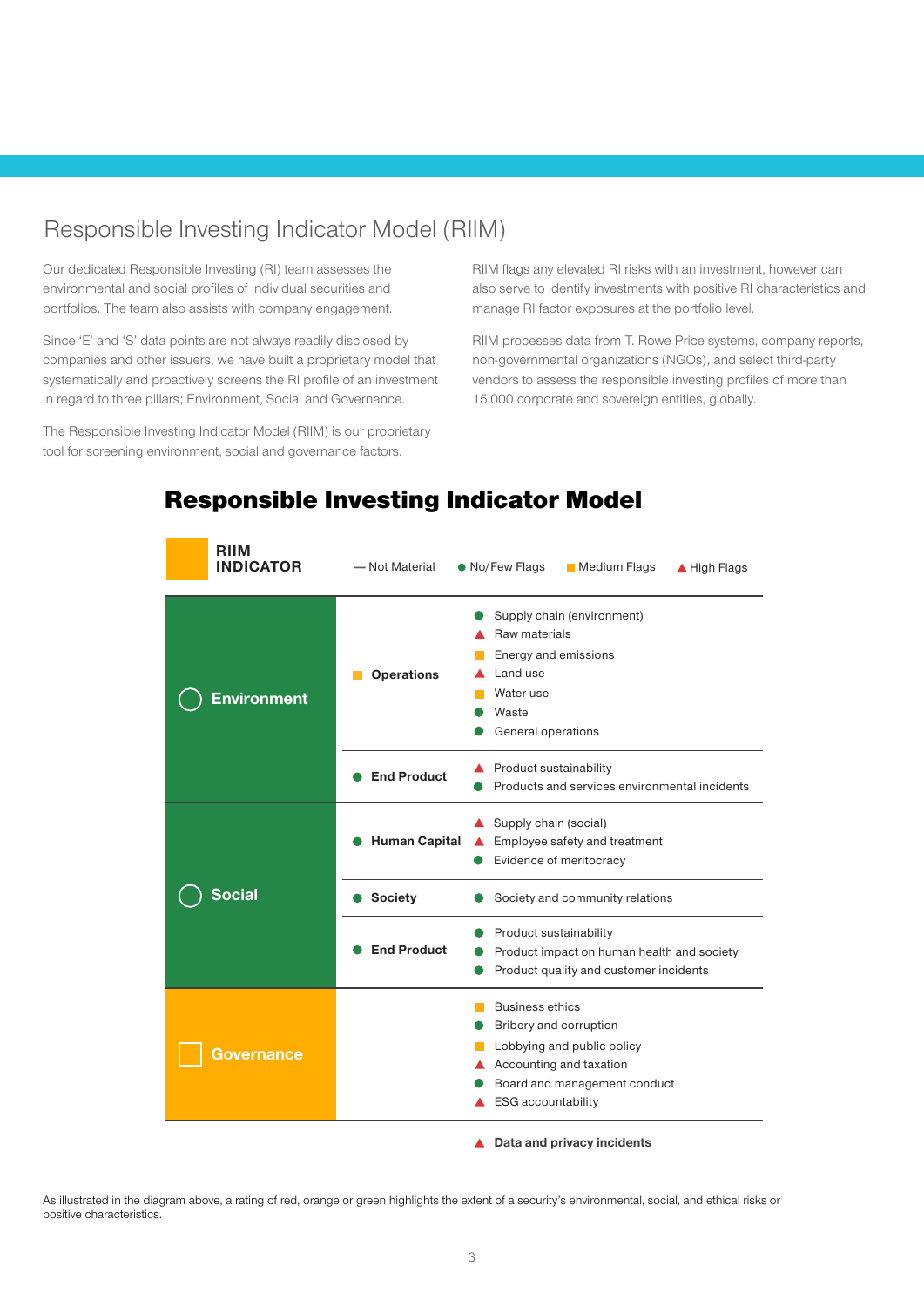## Responsible Investing Indicator Model (RIIM)

Our dedicated Responsible Investing (RI) team assesses the environmental and social profiles of individual securities and portfolios. The team also assists with company engagement.

Since 'E' and 'S' data points are not always readily disclosed by companies and other issuers, we have built a proprietary model that systematically and proactively screens the RI profile of an investment in regard to three pillars; Environment, Social and Governance.

The Responsible Investing Indicator Model (RIIM) is our proprietary tool for screening environment, social and governance factors.

RIIM flags any elevated RI risks with an investment, however can also serve to identify investments with positive RI characteristics and manage RI factor exposures at the portfolio level.

RIIM processes data from T. Rowe Price systems, company reports, non-governmental organizations (NGOs), and select third-party vendors to assess the responsible investing profiles of more than 15,000 corporate and sovereign entities, globally.

### Responsible Investing Indicator Model

**RIIM INDICATOR** — — Not Material · ● No/Few Flags · ■ Medium Flags · ▲ High Flags

| Pillar | Category | Indicator |
| --- | --- | --- |
| Environment | ■ Operations | ● Supply chain (environment) |
| | | ▲ Raw materials |
| | | ■ Energy and emissions |
| | | ▲ Land use |
| | | ■ Water use |
| | | ● Waste |
| | | ● General operations |
| | ● End Product | ▲ Product sustainability |
| | | ● Products and services environmental incidents |
| Social | ● Human Capital | ▲ Supply chain (social) |
| | | ▲ Employee safety and treatment |
| | | ● Evidence of meritocracy |
| | ● Society | ● Society and community relations |
| | ● End Product | ● Product sustainability |
| | | ● Product impact on human health and society |
| | | ● Product quality and customer incidents |
| Governance | | ■ Business ethics |
| | | ● Bribery and corruption |
| | | ■ Lobbying and public policy |
| | | ▲ Accounting and taxation |
| | | ● Board and management conduct |
| | | ▲ ESG accountability |

▲ **Data and privacy incidents**

As illustrated in the diagram above, a rating of red, orange or green highlights the extent of a security's environmental, social, and ethical risks or positive characteristics.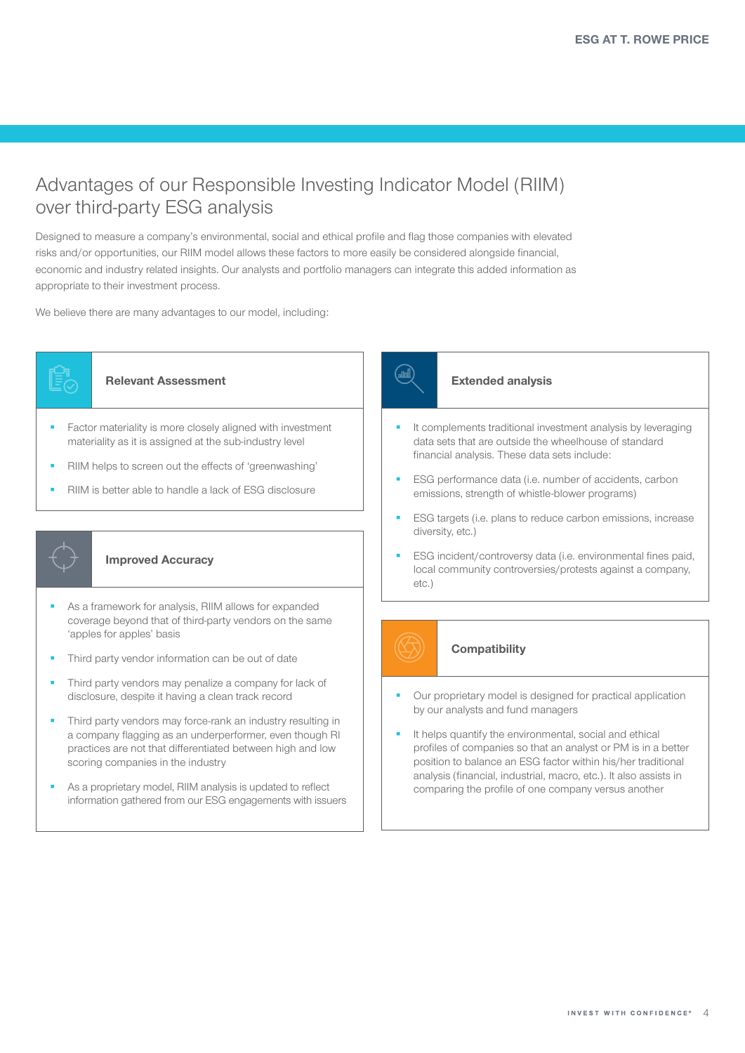# Advantages of our Responsible Investing Indicator Model (RIIM) over third-party ESG analysis

Designed to measure a company's environmental, social and ethical profile and flag those companies with elevated risks and/or opportunities, our RIIM model allows these factors to more easily be considered alongside financial, economic and industry related insights. Our analysts and portfolio managers can integrate this added information as appropriate to their investment process.

We believe there are many advantages to our model, including:

### Relevant Assessment

- Factor materiality is more closely aligned with investment materiality as it is assigned at the sub-industry level
- RIIM helps to screen out the effects of 'greenwashing'
- RIIM is better able to handle a lack of ESG disclosure

### Improved Accuracy

- As a framework for analysis, RIIM allows for expanded coverage beyond that of third-party vendors on the same 'apples for apples' basis
- Third party vendor information can be out of date
- Third party vendors may penalize a company for lack of disclosure, despite it having a clean track record
- Third party vendors may force-rank an industry resulting in a company flagging as an underperformer, even though RI practices are not that differentiated between high and low scoring companies in the industry
- As a proprietary model, RIIM analysis is updated to reflect information gathered from our ESG engagements with issuers

### Extended analysis

- It complements traditional investment analysis by leveraging data sets that are outside the wheelhouse of standard financial analysis. These data sets include:
- ESG performance data (i.e. number of accidents, carbon emissions, strength of whistle-blower programs)
- ESG targets (i.e. plans to reduce carbon emissions, increase diversity, etc.)
- ESG incident/controversy data (i.e. environmental fines paid, local community controversies/protests against a company, etc.)

### Compatibility

- Our proprietary model is designed for practical application by our analysts and fund managers
- It helps quantify the environmental, social and ethical profiles of companies so that an analyst or PM is in a better position to balance an ESG factor within his/her traditional analysis (financial, industrial, macro, etc.). It also assists in comparing the profile of one company versus another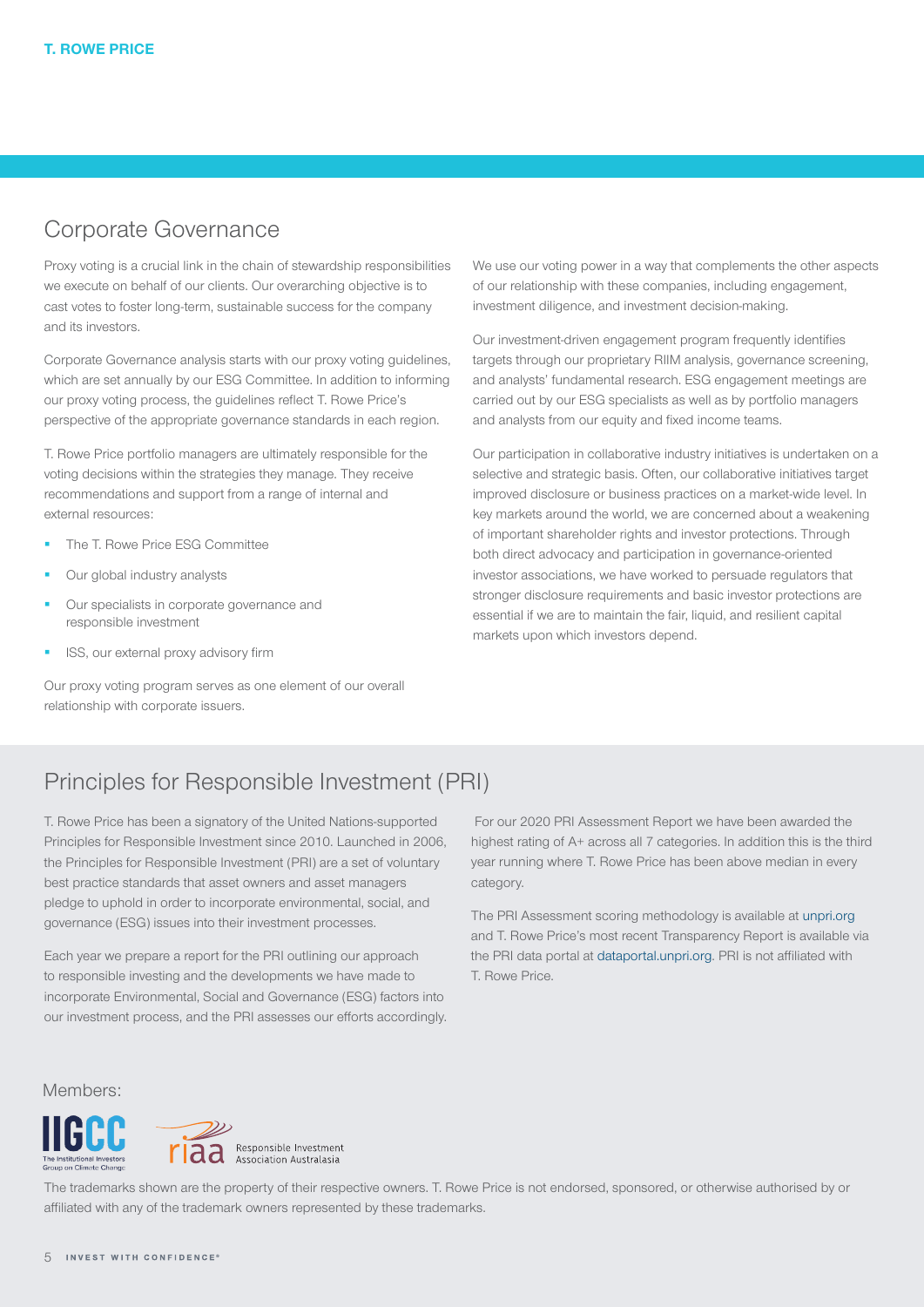## Corporate Governance

Proxy voting is a crucial link in the chain of stewardship responsibilities we execute on behalf of our clients. Our overarching objective is to cast votes to foster long-term, sustainable success for the company and its investors.

Corporate Governance analysis starts with our proxy voting guidelines, which are set annually by our ESG Committee. In addition to informing our proxy voting process, the guidelines reflect T. Rowe Price's perspective of the appropriate governance standards in each region.

T. Rowe Price portfolio managers are ultimately responsible for the voting decisions within the strategies they manage. They receive recommendations and support from a range of internal and external resources:

- The T. Rowe Price ESG Committee
- Our global industry analysts
- Our specialists in corporate governance and responsible investment
- ISS, our external proxy advisory firm

Our proxy voting program serves as one element of our overall relationship with corporate issuers.

We use our voting power in a way that complements the other aspects of our relationship with these companies, including engagement, investment diligence, and investment decision-making.

Our investment-driven engagement program frequently identifies targets through our proprietary RIIM analysis, governance screening, and analysts' fundamental research. ESG engagement meetings are carried out by our ESG specialists as well as by portfolio managers and analysts from our equity and fixed income teams.

Our participation in collaborative industry initiatives is undertaken on a selective and strategic basis. Often, our collaborative initiatives target improved disclosure or business practices on a market-wide level. In key markets around the world, we are concerned about a weakening of important shareholder rights and investor protections. Through both direct advocacy and participation in governance-oriented investor associations, we have worked to persuade regulators that stronger disclosure requirements and basic investor protections are essential if we are to maintain the fair, liquid, and resilient capital markets upon which investors depend.

## Principles for Responsible Investment (PRI)

T. Rowe Price has been a signatory of the United Nations-supported Principles for Responsible Investment since 2010. Launched in 2006, the Principles for Responsible Investment (PRI) are a set of voluntary best practice standards that asset owners and asset managers pledge to uphold in order to incorporate environmental, social, and governance (ESG) issues into their investment processes.

Each year we prepare a report for the PRI outlining our approach to responsible investing and the developments we have made to incorporate Environmental, Social and Governance (ESG) factors into our investment process, and the PRI assesses our efforts accordingly.

For our 2020 PRI Assessment Report we have been awarded the highest rating of A+ across all 7 categories. In addition this is the third year running where T. Rowe Price has been above median in every category.

The PRI Assessment scoring methodology is available at unpri.org and T. Rowe Price's most recent Transparency Report is available via the PRI data portal at dataportal.unpri.org. PRI is not affiliated with T. Rowe Price.

Members:

IIGCC The Institutional Investors Group on Climate Change

riaa Responsible Investment Association Australasia

The trademarks shown are the property of their respective owners. T. Rowe Price is not endorsed, sponsored, or otherwise authorised by or affiliated with any of the trademark owners represented by these trademarks.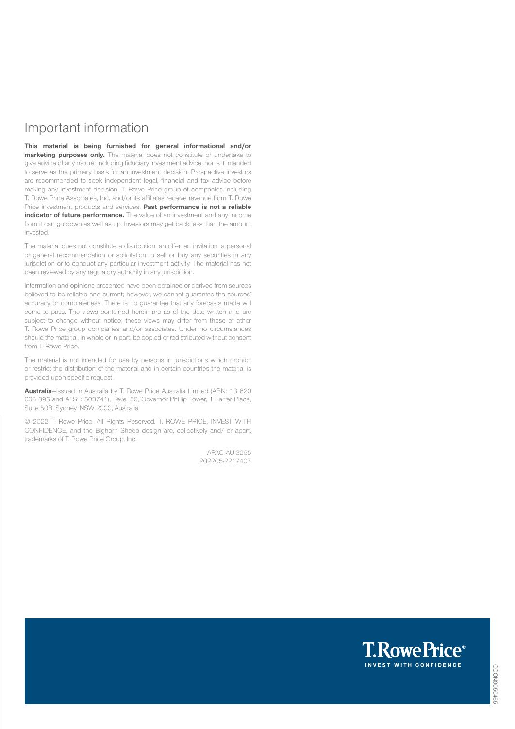# Important information

**This material is being furnished for general informational and/or marketing purposes only.** The material does not constitute or undertake to give advice of any nature, including fiduciary investment advice, nor is it intended to serve as the primary basis for an investment decision. Prospective investors are recommended to seek independent legal, financial and tax advice before making any investment decision. T. Rowe Price group of companies including T. Rowe Price Associates, Inc. and/or its affiliates receive revenue from T. Rowe Price investment products and services. **Past performance is not a reliable indicator of future performance.** The value of an investment and any income from it can go down as well as up. Investors may get back less than the amount invested.

The material does not constitute a distribution, an offer, an invitation, a personal or general recommendation or solicitation to sell or buy any securities in any jurisdiction or to conduct any particular investment activity. The material has not been reviewed by any regulatory authority in any jurisdiction.

Information and opinions presented have been obtained or derived from sources believed to be reliable and current; however, we cannot guarantee the sources' accuracy or completeness. There is no guarantee that any forecasts made will come to pass. The views contained herein are as of the date written and are subject to change without notice; these views may differ from those of other T. Rowe Price group companies and/or associates. Under no circumstances should the material, in whole or in part, be copied or redistributed without consent from T. Rowe Price.

The material is not intended for use by persons in jurisdictions which prohibit or restrict the distribution of the material and in certain countries the material is provided upon specific request.

**Australia**—Issued in Australia by T. Rowe Price Australia Limited (ABN: 13 620 668 895 and AFSL: 503741), Level 50, Governor Phillip Tower, 1 Farrer Place, Suite 50B, Sydney, NSW 2000, Australia.

© 2022 T. Rowe Price. All Rights Reserved. T. ROWE PRICE, INVEST WITH CONFIDENCE, and the Bighorn Sheep design are, collectively and/ or apart, trademarks of T. Rowe Price Group, Inc.

APAC-AU-3265
202205-2217407

T.RowePrice®
INVEST WITH CONFIDENCE

CCON0050465